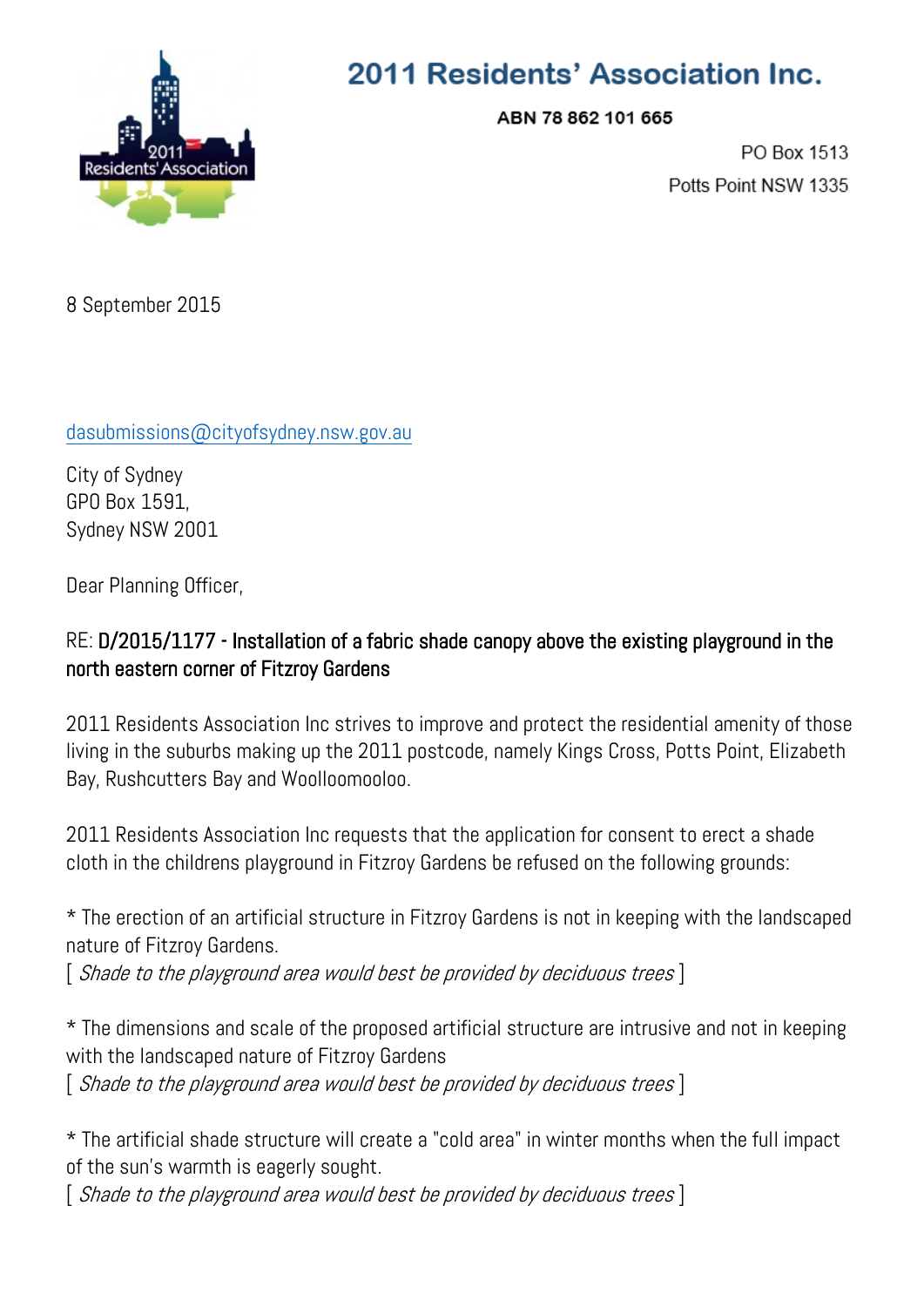# 2011 Residents' Association Inc.

**ABN 78 862 101 665**

PO Box 1513
Potts Point NSW 1335

8 September 2015

dasubmissions@cityofsydney.nsw.gov.au

City of Sydney
GPO Box 1591,
Sydney NSW 2001

Dear Planning Officer,

RE: **D/2015/1177 - Installation of a fabric shade canopy above the existing playground in the north eastern corner of Fitzroy Gardens**

2011 Residents Association Inc strives to improve and protect the residential amenity of those living in the suburbs making up the 2011 postcode, namely Kings Cross, Potts Point, Elizabeth Bay, Rushcutters Bay and Woolloomooloo.

2011 Residents Association Inc requests that the application for consent to erect a shade cloth in the childrens playground in Fitzroy Gardens be refused on the following grounds:

* The erection of an artificial structure in Fitzroy Gardens is not in keeping with the landscaped nature of Fitzroy Gardens.
[ *Shade to the playground area would best be provided by deciduous trees* ]

* The dimensions and scale of the proposed artificial structure are intrusive and not in keeping with the landscaped nature of Fitzroy Gardens
[ *Shade to the playground area would best be provided by deciduous trees* ]

* The artificial shade structure will create a "cold area" in winter months when the full impact of the sun's warmth is eagerly sought.
[ *Shade to the playground area would best be provided by deciduous trees* ]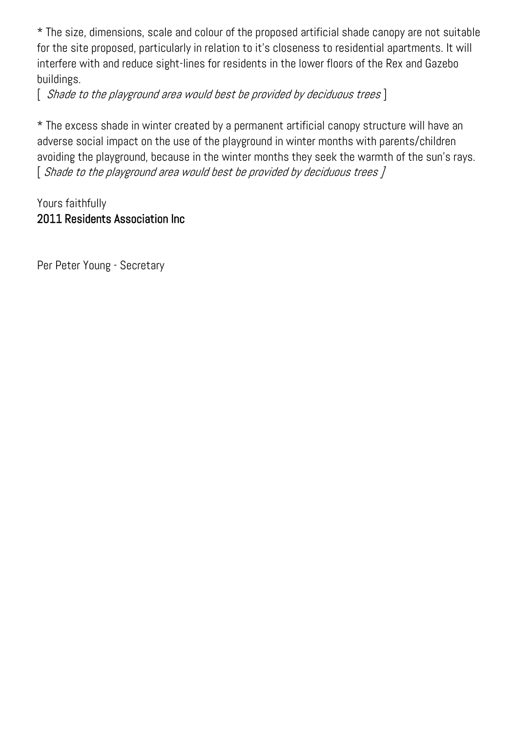* The size, dimensions, scale and colour of the proposed artificial shade canopy are not suitable for the site proposed, particularly in relation to it's closeness to residential apartments. It will interfere with and reduce sight-lines for residents in the lower floors of the Rex and Gazebo buildings.

[ *Shade to the playground area would best be provided by deciduous trees* ]

* The excess shade in winter created by a permanent artificial canopy structure will have an adverse social impact on the use of the playground in winter months with parents/children avoiding the playground, because in the winter months they seek the warmth of the sun's rays.

[ *Shade to the playground area would best be provided by deciduous trees ]*

Yours faithfully

**2011 Residents Association Inc**

Per Peter Young - Secretary